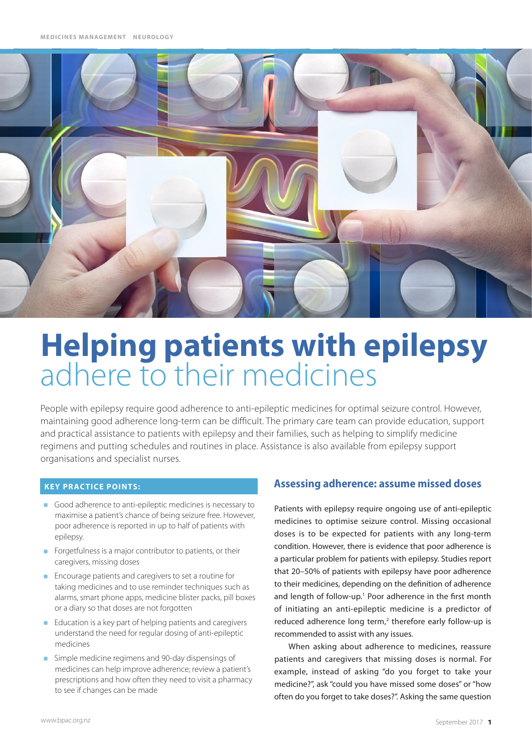MEDICINES MANAGEMENT NEUROLOGY

# Helping patients with epilepsy adhere to their medicines

People with epilepsy require good adherence to anti-epileptic medicines for optimal seizure control. However, maintaining good adherence long-term can be difficult. The primary care team can provide education, support and practical assistance to patients with epilepsy and their families, such as helping to simplify medicine regimens and putting schedules and routines in place. Assistance is also available from epilepsy support organisations and specialist nurses.

**KEY PRACTICE POINTS:**

- Good adherence to anti-epileptic medicines is necessary to maximise a patient's chance of being seizure free. However, poor adherence is reported in up to half of patients with epilepsy.
- Forgetfulness is a major contributor to patients, or their caregivers, missing doses
- Encourage patients and caregivers to set a routine for taking medicines and to use reminder techniques such as alarms, smart phone apps, medicine blister packs, pill boxes or a diary so that doses are not forgotten
- Education is a key part of helping patients and caregivers understand the need for regular dosing of anti-epileptic medicines
- Simple medicine regimens and 90-day dispensings of medicines can help improve adherence; review a patient's prescriptions and how often they need to visit a pharmacy to see if changes can be made

## Assessing adherence: assume missed doses

Patients with epilepsy require ongoing use of anti-epileptic medicines to optimise seizure control. Missing occasional doses is to be expected for patients with any long-term condition. However, there is evidence that poor adherence is a particular problem for patients with epilepsy. Studies report that 20–50% of patients with epilepsy have poor adherence to their medicines, depending on the definition of adherence and length of follow-up.[1] Poor adherence in the first month of initiating an anti-epileptic medicine is a predictor of reduced adherence long term,[2] therefore early follow-up is recommended to assist with any issues.

When asking about adherence to medicines, reassure patients and caregivers that missing doses is normal. For example, instead of asking "do you forget to take your medicine?", ask "could you have missed some doses" or "how often do you forget to take doses?". Asking the same question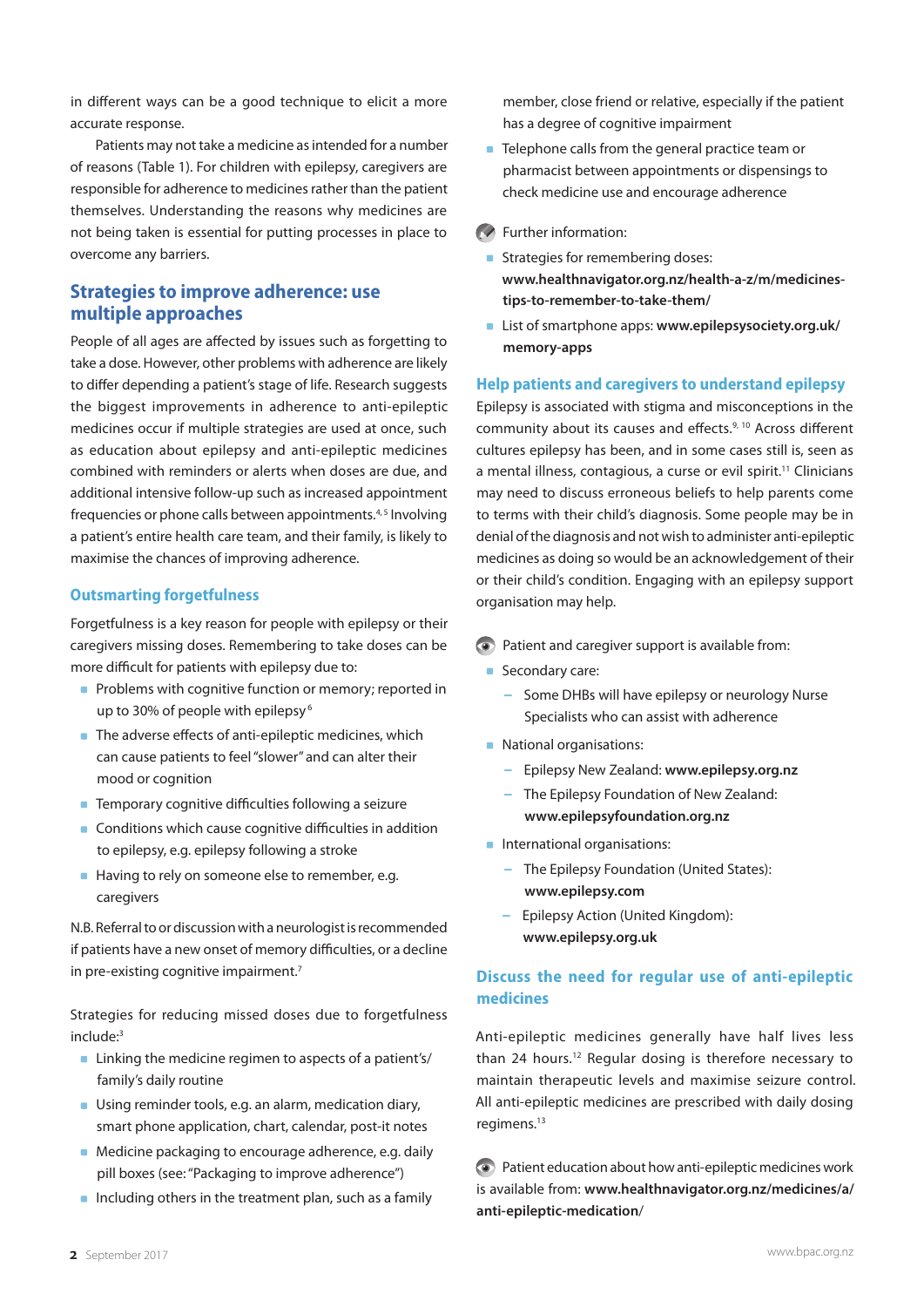in different ways can be a good technique to elicit a more accurate response.

Patients may not take a medicine as intended for a number of reasons (Table 1). For children with epilepsy, caregivers are responsible for adherence to medicines rather than the patient themselves. Understanding the reasons why medicines are not being taken is essential for putting processes in place to overcome any barriers.

## Strategies to improve adherence: use multiple approaches

People of all ages are affected by issues such as forgetting to take a dose. However, other problems with adherence are likely to differ depending a patient's stage of life. Research suggests the biggest improvements in adherence to anti-epileptic medicines occur if multiple strategies are used at once, such as education about epilepsy and anti-epileptic medicines combined with reminders or alerts when doses are due, and additional intensive follow-up such as increased appointment frequencies or phone calls between appointments.[4,5] Involving a patient's entire health care team, and their family, is likely to maximise the chances of improving adherence.

### Outsmarting forgetfulness

Forgetfulness is a key reason for people with epilepsy or their caregivers missing doses. Remembering to take doses can be more difficult for patients with epilepsy due to:

- Problems with cognitive function or memory; reported in up to 30% of people with epilepsy[6]
- The adverse effects of anti-epileptic medicines, which can cause patients to feel "slower" and can alter their mood or cognition
- Temporary cognitive difficulties following a seizure
- Conditions which cause cognitive difficulties in addition to epilepsy, e.g. epilepsy following a stroke
- Having to rely on someone else to remember, e.g. caregivers

N.B. Referral to or discussion with a neurologist is recommended if patients have a new onset of memory difficulties, or a decline in pre-existing cognitive impairment.[7]

Strategies for reducing missed doses due to forgetfulness include:[3]

- Linking the medicine regimen to aspects of a patient's/family's daily routine
- Using reminder tools, e.g. an alarm, medication diary, smart phone application, chart, calendar, post-it notes
- Medicine packaging to encourage adherence, e.g. daily pill boxes (see: "Packaging to improve adherence")
- Including others in the treatment plan, such as a family member, close friend or relative, especially if the patient has a degree of cognitive impairment
- Telephone calls from the general practice team or pharmacist between appointments or dispensings to check medicine use and encourage adherence

Further information:

- Strategies for remembering doses: **www.healthnavigator.org.nz/health-a-z/m/medicines-tips-to-remember-to-take-them/**
- List of smartphone apps: **www.epilepsysociety.org.uk/memory-apps**

### Help patients and caregivers to understand epilepsy

Epilepsy is associated with stigma and misconceptions in the community about its causes and effects.[9,10] Across different cultures epilepsy has been, and in some cases still is, seen as a mental illness, contagious, a curse or evil spirit.[11] Clinicians may need to discuss erroneous beliefs to help parents come to terms with their child's diagnosis. Some people may be in denial of the diagnosis and not wish to administer anti-epileptic medicines as doing so would be an acknowledgement of their or their child's condition. Engaging with an epilepsy support organisation may help.

Patient and caregiver support is available from:

- Secondary care:
  - Some DHBs will have epilepsy or neurology Nurse Specialists who can assist with adherence
- National organisations:
  - Epilepsy New Zealand: **www.epilepsy.org.nz**
  - The Epilepsy Foundation of New Zealand: **www.epilepsyfoundation.org.nz**
- International organisations:
  - The Epilepsy Foundation (United States): **www.epilepsy.com**
  - Epilepsy Action (United Kingdom): **www.epilepsy.org.uk**

### Discuss the need for regular use of anti-epileptic medicines

Anti-epileptic medicines generally have half lives less than 24 hours.[12] Regular dosing is therefore necessary to maintain therapeutic levels and maximise seizure control. All anti-epileptic medicines are prescribed with daily dosing regimens.[13]

Patient education about how anti-epileptic medicines work is available from: **www.healthnavigator.org.nz/medicines/a/anti-epileptic-medication/**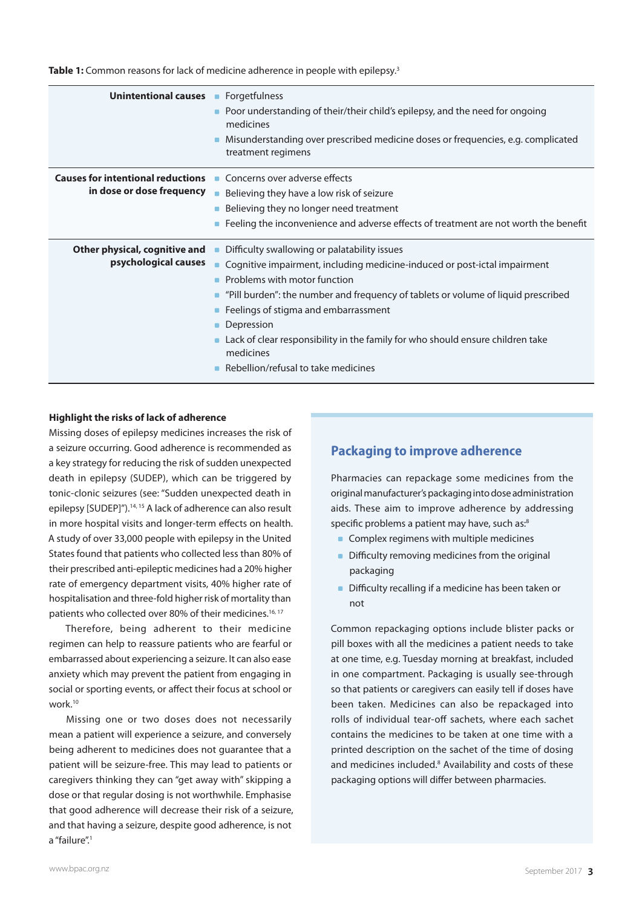**Table 1:** Common reasons for lack of medicine adherence in people with epilepsy.[3]

| | |
|---|---|
| **Unintentional causes** | ■ Forgetfulness<br>■ Poor understanding of their/their child's epilepsy, and the need for ongoing medicines<br>■ Misunderstanding over prescribed medicine doses or frequencies, e.g. complicated treatment regimens |
| **Causes for intentional reductions in dose or dose frequency** | ■ Concerns over adverse effects<br>■ Believing they have a low risk of seizure<br>■ Believing they no longer need treatment<br>■ Feeling the inconvenience and adverse effects of treatment are not worth the benefit |
| **Other physical, cognitive and psychological causes** | ■ Difficulty swallowing or palatability issues<br>■ Cognitive impairment, including medicine-induced or post-ictal impairment<br>■ Problems with motor function<br>■ "Pill burden": the number and frequency of tablets or volume of liquid prescribed<br>■ Feelings of stigma and embarrassment<br>■ Depression<br>■ Lack of clear responsibility in the family for who should ensure children take medicines<br>■ Rebellion/refusal to take medicines |

### Highlight the risks of lack of adherence

Missing doses of epilepsy medicines increases the risk of a seizure occurring. Good adherence is recommended as a key strategy for reducing the risk of sudden unexpected death in epilepsy (SUDEP), which can be triggered by tonic-clonic seizures (see: "Sudden unexpected death in epilepsy [SUDEP]").[14, 15] A lack of adherence can also result in more hospital visits and longer-term effects on health. A study of over 33,000 people with epilepsy in the United States found that patients who collected less than 80% of their prescribed anti-epileptic medicines had a 20% higher rate of emergency department visits, 40% higher rate of hospitalisation and three-fold higher risk of mortality than patients who collected over 80% of their medicines.[16, 17]

Therefore, being adherent to their medicine regimen can help to reassure patients who are fearful or embarrassed about experiencing a seizure. It can also ease anxiety which may prevent the patient from engaging in social or sporting events, or affect their focus at school or work.[10]

Missing one or two doses does not necessarily mean a patient will experience a seizure, and conversely being adherent to medicines does not guarantee that a patient will be seizure-free. This may lead to patients or caregivers thinking they can "get away with" skipping a dose or that regular dosing is not worthwhile. Emphasise that good adherence will decrease their risk of a seizure, and that having a seizure, despite good adherence, is not a "failure".[1]

## Packaging to improve adherence

Pharmacies can repackage some medicines from the original manufacturer's packaging into dose administration aids. These aim to improve adherence by addressing specific problems a patient may have, such as:[8]

- Complex regimens with multiple medicines
- Difficulty removing medicines from the original packaging
- Difficulty recalling if a medicine has been taken or not

Common repackaging options include blister packs or pill boxes with all the medicines a patient needs to take at one time, e.g. Tuesday morning at breakfast, included in one compartment. Packaging is usually see-through so that patients or caregivers can easily tell if doses have been taken. Medicines can also be repackaged into rolls of individual tear-off sachets, where each sachet contains the medicines to be taken at one time with a printed description on the sachet of the time of dosing and medicines included.[8] Availability and costs of these packaging options will differ between pharmacies.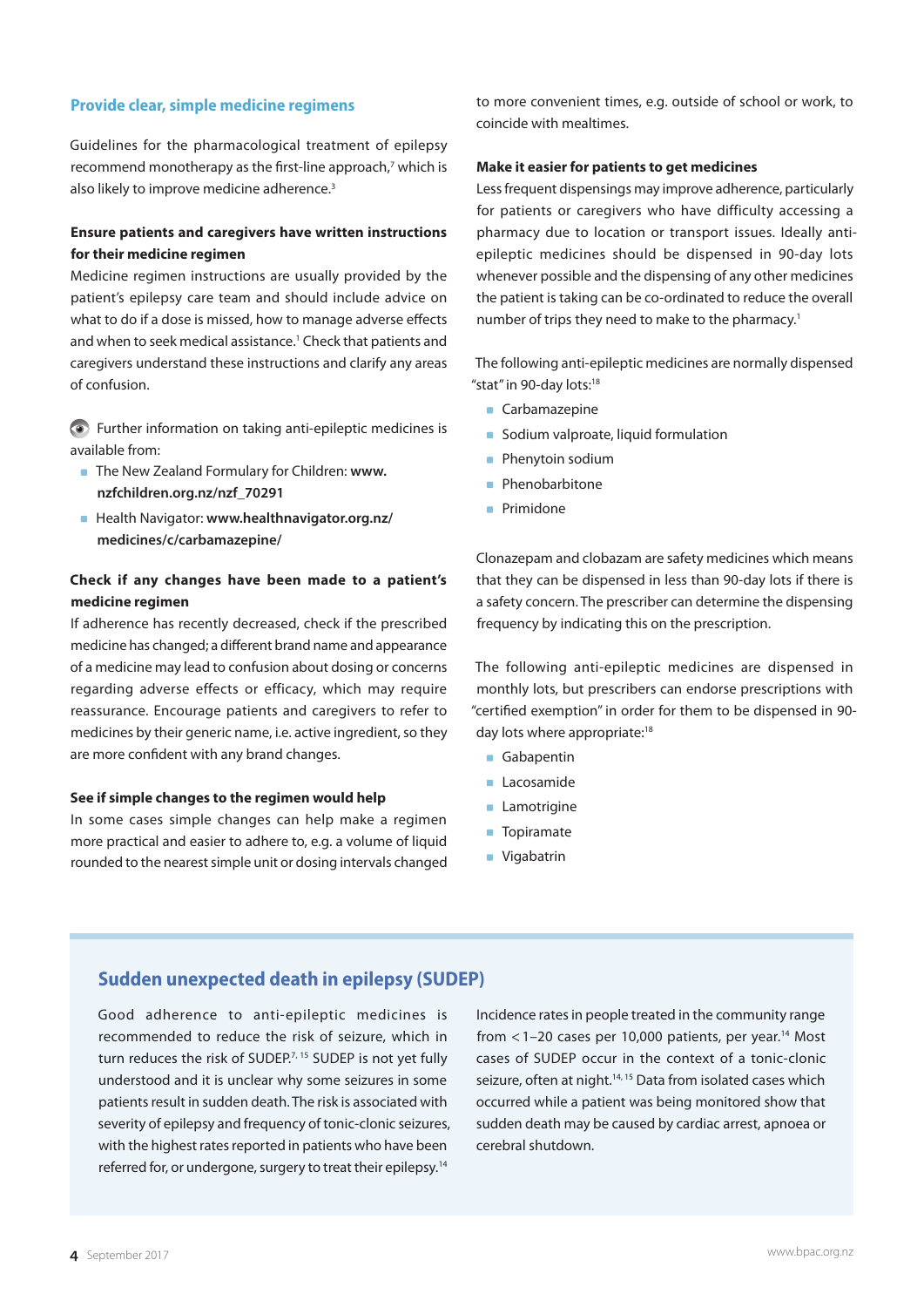## Provide clear, simple medicine regimens

Guidelines for the pharmacological treatment of epilepsy recommend monotherapy as the first-line approach,[7] which is also likely to improve medicine adherence.[3]

**Ensure patients and caregivers have written instructions for their medicine regimen**

Medicine regimen instructions are usually provided by the patient's epilepsy care team and should include advice on what to do if a dose is missed, how to manage adverse effects and when to seek medical assistance.[1] Check that patients and caregivers understand these instructions and clarify any areas of confusion.

Further information on taking anti-epileptic medicines is available from:

- The New Zealand Formulary for Children: **www.nzfchildren.org.nz/nzf_70291**
- Health Navigator: **www.healthnavigator.org.nz/medicines/c/carbamazepine/**

**Check if any changes have been made to a patient's medicine regimen**

If adherence has recently decreased, check if the prescribed medicine has changed; a different brand name and appearance of a medicine may lead to confusion about dosing or concerns regarding adverse effects or efficacy, which may require reassurance. Encourage patients and caregivers to refer to medicines by their generic name, i.e. active ingredient, so they are more confident with any brand changes.

**See if simple changes to the regimen would help**

In some cases simple changes can help make a regimen more practical and easier to adhere to, e.g. a volume of liquid rounded to the nearest simple unit or dosing intervals changed to more convenient times, e.g. outside of school or work, to coincide with mealtimes.

**Make it easier for patients to get medicines**

Less frequent dispensings may improve adherence, particularly for patients or caregivers who have difficulty accessing a pharmacy due to location or transport issues. Ideally anti-epileptic medicines should be dispensed in 90-day lots whenever possible and the dispensing of any other medicines the patient is taking can be co-ordinated to reduce the overall number of trips they need to make to the pharmacy.[1]

The following anti-epileptic medicines are normally dispensed "stat" in 90-day lots:[18]

- Carbamazepine
- Sodium valproate, liquid formulation
- Phenytoin sodium
- Phenobarbitone
- Primidone

Clonazepam and clobazam are safety medicines which means that they can be dispensed in less than 90-day lots if there is a safety concern. The prescriber can determine the dispensing frequency by indicating this on the prescription.

The following anti-epileptic medicines are dispensed in monthly lots, but prescribers can endorse prescriptions with "certified exemption" in order for them to be dispensed in 90-day lots where appropriate:[18]

- Gabapentin
- Lacosamide
- Lamotrigine
- Topiramate
- Vigabatrin

## Sudden unexpected death in epilepsy (SUDEP)

Good adherence to anti-epileptic medicines is recommended to reduce the risk of seizure, which in turn reduces the risk of SUDEP.[7, 15] SUDEP is not yet fully understood and it is unclear why some seizures in some patients result in sudden death. The risk is associated with severity of epilepsy and frequency of tonic-clonic seizures, with the highest rates reported in patients who have been referred for, or undergone, surgery to treat their epilepsy.[14]

Incidence rates in people treated in the community range from < 1–20 cases per 10,000 patients, per year.[14] Most cases of SUDEP occur in the context of a tonic-clonic seizure, often at night.[14, 15] Data from isolated cases which occurred while a patient was being monitored show that sudden death may be caused by cardiac arrest, apnoea or cerebral shutdown.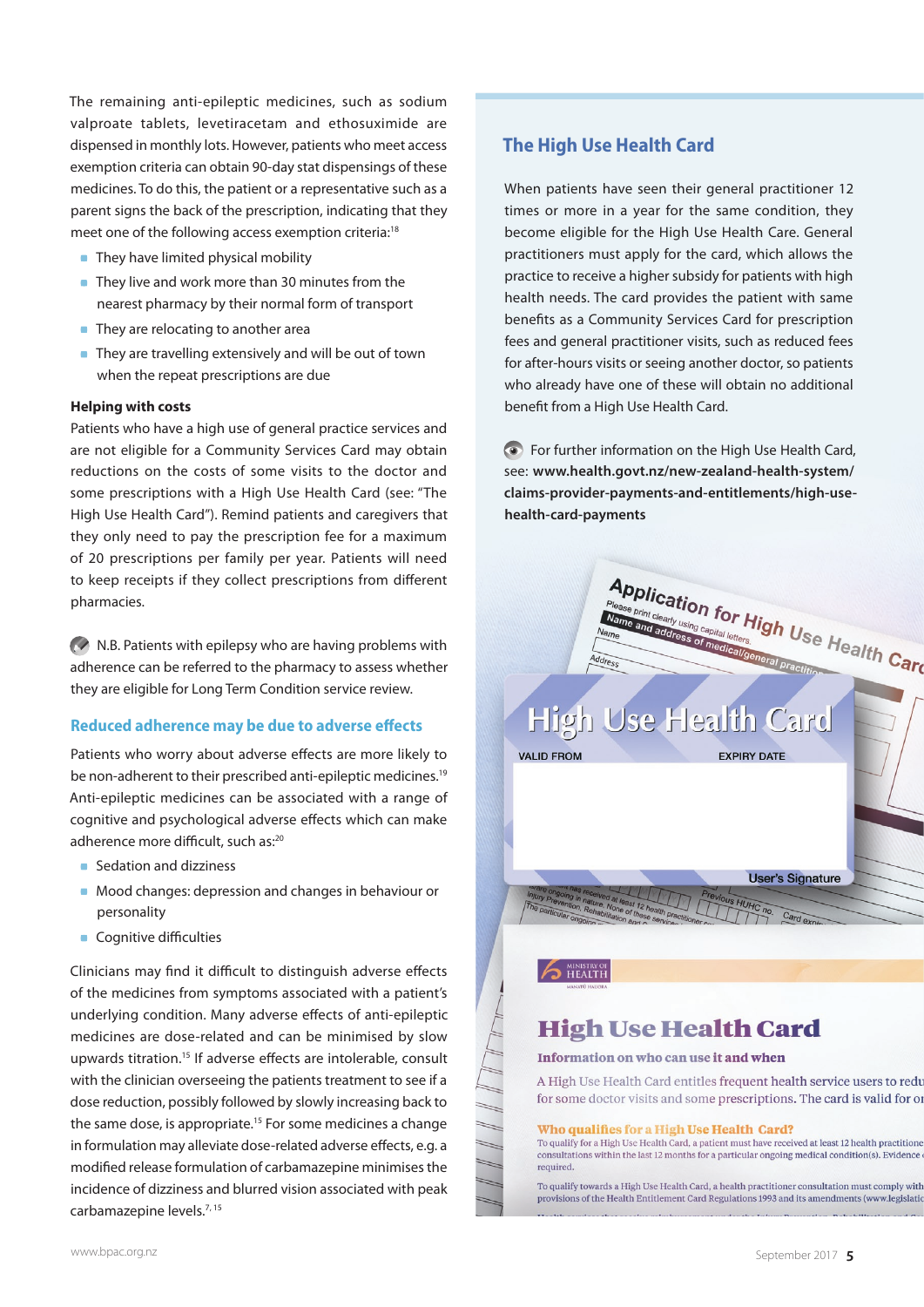The remaining anti-epileptic medicines, such as sodium valproate tablets, levetiracetam and ethosuximide are dispensed in monthly lots. However, patients who meet access exemption criteria can obtain 90-day stat dispensings of these medicines. To do this, the patient or a representative such as a parent signs the back of the prescription, indicating that they meet one of the following access exemption criteria:[18]

- They have limited physical mobility
- They live and work more than 30 minutes from the nearest pharmacy by their normal form of transport
- They are relocating to another area
- They are travelling extensively and will be out of town when the repeat prescriptions are due

**Helping with costs**

Patients who have a high use of general practice services and are not eligible for a Community Services Card may obtain reductions on the costs of some visits to the doctor and some prescriptions with a High Use Health Card (see: "The High Use Health Card"). Remind patients and caregivers that they only need to pay the prescription fee for a maximum of 20 prescriptions per family per year. Patients will need to keep receipts if they collect prescriptions from different pharmacies.

N.B. Patients with epilepsy who are having problems with adherence can be referred to the pharmacy to assess whether they are eligible for Long Term Condition service review.

### Reduced adherence may be due to adverse effects

Patients who worry about adverse effects are more likely to be non-adherent to their prescribed anti-epileptic medicines.[19] Anti-epileptic medicines can be associated with a range of cognitive and psychological adverse effects which can make adherence more difficult, such as:[20]

- Sedation and dizziness
- Mood changes: depression and changes in behaviour or personality
- Cognitive difficulties

Clinicians may find it difficult to distinguish adverse effects of the medicines from symptoms associated with a patient's underlying condition. Many adverse effects of anti-epileptic medicines are dose-related and can be minimised by slow upwards titration.[15] If adverse effects are intolerable, consult with the clinician overseeing the patients treatment to see if a dose reduction, possibly followed by slowly increasing back to the same dose, is appropriate.[15] For some medicines a change in formulation may alleviate dose-related adverse effects, e.g. a modified release formulation of carbamazepine minimises the incidence of dizziness and blurred vision associated with peak carbamazepine levels.[7, 15]

### The High Use Health Card

When patients have seen their general practitioner 12 times or more in a year for the same condition, they become eligible for the High Use Health Care. General practitioners must apply for the card, which allows the practice to receive a higher subsidy for patients with high health needs. The card provides the patient with same benefits as a Community Services Card for prescription fees and general practitioner visits, such as reduced fees for after-hours visits or seeing another doctor, so patients who already have one of these will obtain no additional benefit from a High Use Health Card.

For further information on the High Use Health Card, see: **www.health.govt.nz/new-zealand-health-system/claims-provider-payments-and-entitlements/high-use-health-card-payments**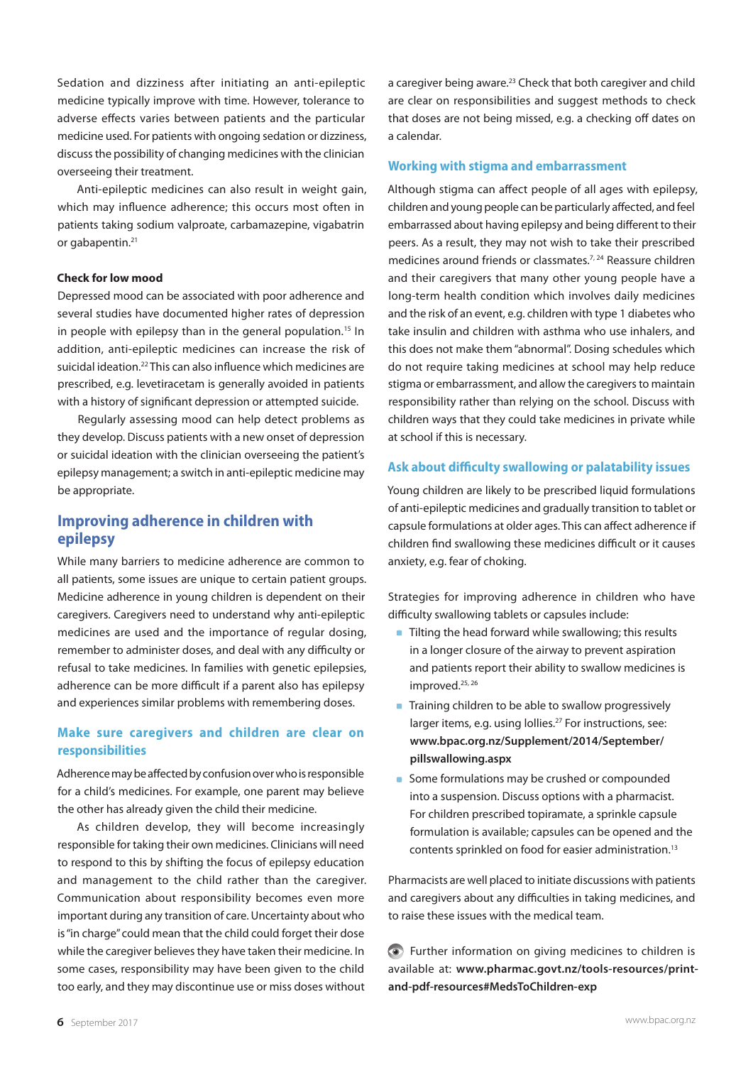Sedation and dizziness after initiating an anti-epileptic medicine typically improve with time. However, tolerance to adverse effects varies between patients and the particular medicine used. For patients with ongoing sedation or dizziness, discuss the possibility of changing medicines with the clinician overseeing their treatment.

Anti-epileptic medicines can also result in weight gain, which may influence adherence; this occurs most often in patients taking sodium valproate, carbamazepine, vigabatrin or gabapentin.[21]

**Check for low mood**

Depressed mood can be associated with poor adherence and several studies have documented higher rates of depression in people with epilepsy than in the general population.[15] In addition, anti-epileptic medicines can increase the risk of suicidal ideation.[22] This can also influence which medicines are prescribed, e.g. levetiracetam is generally avoided in patients with a history of significant depression or attempted suicide.

Regularly assessing mood can help detect problems as they develop. Discuss patients with a new onset of depression or suicidal ideation with the clinician overseeing the patient's epilepsy management; a switch in anti-epileptic medicine may be appropriate.

## Improving adherence in children with epilepsy

While many barriers to medicine adherence are common to all patients, some issues are unique to certain patient groups. Medicine adherence in young children is dependent on their caregivers. Caregivers need to understand why anti-epileptic medicines are used and the importance of regular dosing, remember to administer doses, and deal with any difficulty or refusal to take medicines. In families with genetic epilepsies, adherence can be more difficult if a parent also has epilepsy and experiences similar problems with remembering doses.

### Make sure caregivers and children are clear on responsibilities

Adherence may be affected by confusion over who is responsible for a child's medicines. For example, one parent may believe the other has already given the child their medicine.

As children develop, they will become increasingly responsible for taking their own medicines. Clinicians will need to respond to this by shifting the focus of epilepsy education and management to the child rather than the caregiver. Communication about responsibility becomes even more important during any transition of care. Uncertainty about who is "in charge" could mean that the child could forget their dose while the caregiver believes they have taken their medicine. In some cases, responsibility may have been given to the child too early, and they may discontinue use or miss doses without a caregiver being aware.[23] Check that both caregiver and child are clear on responsibilities and suggest methods to check that doses are not being missed, e.g. a checking off dates on a calendar.

### Working with stigma and embarrassment

Although stigma can affect people of all ages with epilepsy, children and young people can be particularly affected, and feel embarrassed about having epilepsy and being different to their peers. As a result, they may not wish to take their prescribed medicines around friends or classmates.[7, 24] Reassure children and their caregivers that many other young people have a long-term health condition which involves daily medicines and the risk of an event, e.g. children with type 1 diabetes who take insulin and children with asthma who use inhalers, and this does not make them "abnormal". Dosing schedules which do not require taking medicines at school may help reduce stigma or embarrassment, and allow the caregivers to maintain responsibility rather than relying on the school. Discuss with children ways that they could take medicines in private while at school if this is necessary.

### Ask about difficulty swallowing or palatability issues

Young children are likely to be prescribed liquid formulations of anti-epileptic medicines and gradually transition to tablet or capsule formulations at older ages. This can affect adherence if children find swallowing these medicines difficult or it causes anxiety, e.g. fear of choking.

Strategies for improving adherence in children who have difficulty swallowing tablets or capsules include:

- Tilting the head forward while swallowing; this results in a longer closure of the airway to prevent aspiration and patients report their ability to swallow medicines is improved.[25, 26]
- Training children to be able to swallow progressively larger items, e.g. using lollies.[27] For instructions, see: **www.bpac.org.nz/Supplement/2014/September/pillswallowing.aspx**
- Some formulations may be crushed or compounded into a suspension. Discuss options with a pharmacist. For children prescribed topiramate, a sprinkle capsule formulation is available; capsules can be opened and the contents sprinkled on food for easier administration.[13]

Pharmacists are well placed to initiate discussions with patients and caregivers about any difficulties in taking medicines, and to raise these issues with the medical team.

Further information on giving medicines to children is available at: **www.pharmac.govt.nz/tools-resources/print-and-pdf-resources#MedsToChildren-exp**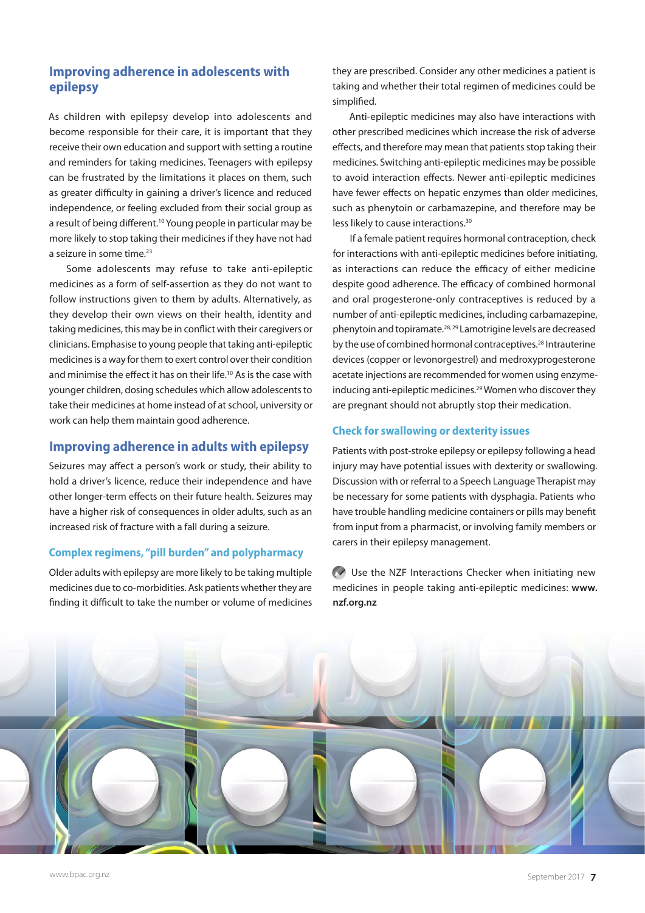## Improving adherence in adolescents with epilepsy

As children with epilepsy develop into adolescents and become responsible for their care, it is important that they receive their own education and support with setting a routine and reminders for taking medicines. Teenagers with epilepsy can be frustrated by the limitations it places on them, such as greater difficulty in gaining a driver's licence and reduced independence, or feeling excluded from their social group as a result of being different.[10] Young people in particular may be more likely to stop taking their medicines if they have not had a seizure in some time.[23]

Some adolescents may refuse to take anti-epileptic medicines as a form of self-assertion as they do not want to follow instructions given to them by adults. Alternatively, as they develop their own views on their health, identity and taking medicines, this may be in conflict with their caregivers or clinicians. Emphasise to young people that taking anti-epileptic medicines is a way for them to exert control over their condition and minimise the effect it has on their life.[10] As is the case with younger children, dosing schedules which allow adolescents to take their medicines at home instead of at school, university or work can help them maintain good adherence.

## Improving adherence in adults with epilepsy

Seizures may affect a person's work or study, their ability to hold a driver's licence, reduce their independence and have other longer-term effects on their future health. Seizures may have a higher risk of consequences in older adults, such as an increased risk of fracture with a fall during a seizure.

### Complex regimens, "pill burden" and polypharmacy

Older adults with epilepsy are more likely to be taking multiple medicines due to co-morbidities. Ask patients whether they are finding it difficult to take the number or volume of medicines they are prescribed. Consider any other medicines a patient is taking and whether their total regimen of medicines could be simplified.

Anti-epileptic medicines may also have interactions with other prescribed medicines which increase the risk of adverse effects, and therefore may mean that patients stop taking their medicines. Switching anti-epileptic medicines may be possible to avoid interaction effects. Newer anti-epileptic medicines have fewer effects on hepatic enzymes than older medicines, such as phenytoin or carbamazepine, and therefore may be less likely to cause interactions.[30]

If a female patient requires hormonal contraception, check for interactions with anti-epileptic medicines before initiating, as interactions can reduce the efficacy of either medicine despite good adherence. The efficacy of combined hormonal and oral progesterone-only contraceptives is reduced by a number of anti-epileptic medicines, including carbamazepine, phenytoin and topiramate.[28, 29] Lamotrigine levels are decreased by the use of combined hormonal contraceptives.[28] Intrauterine devices (copper or levonorgestrel) and medroxyprogesterone acetate injections are recommended for women using enzyme-inducing anti-epileptic medicines.[29] Women who discover they are pregnant should not abruptly stop their medication.

### Check for swallowing or dexterity issues

Patients with post-stroke epilepsy or epilepsy following a head injury may have potential issues with dexterity or swallowing. Discussion with or referral to a Speech Language Therapist may be necessary for some patients with dysphagia. Patients who have trouble handling medicine containers or pills may benefit from input from a pharmacist, or involving family members or carers in their epilepsy management.

Use the NZF Interactions Checker when initiating new medicines in people taking anti-epileptic medicines: **www.nzf.org.nz**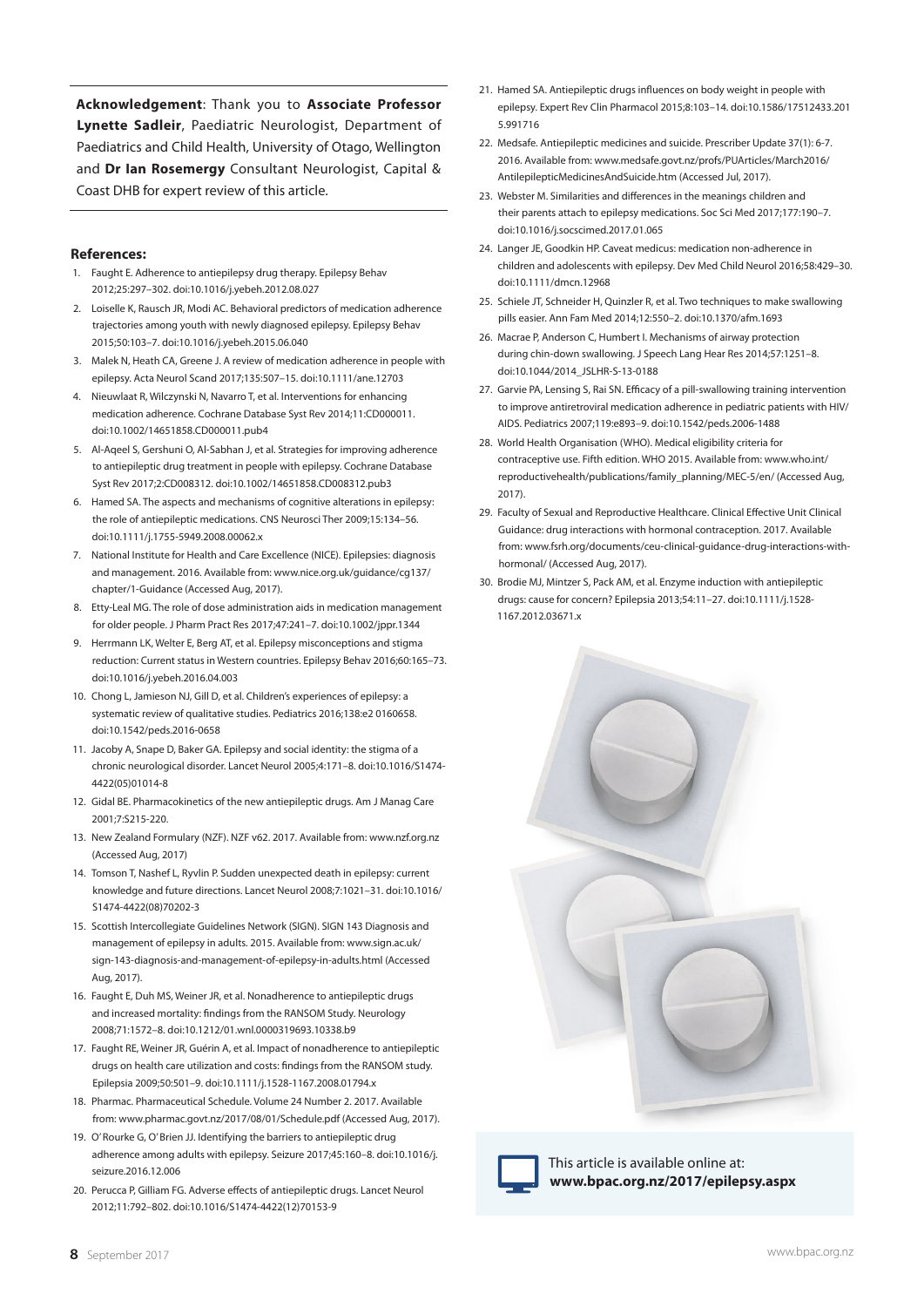**Acknowledgement**: Thank you to **Associate Professor Lynette Sadleir**, Paediatric Neurologist, Department of Paediatrics and Child Health, University of Otago, Wellington and **Dr Ian Rosemergy** Consultant Neurologist, Capital & Coast DHB for expert review of this article.

**References:**

1. Faught E. Adherence to antiepilepsy drug therapy. Epilepsy Behav 2012;25:297–302. doi:10.1016/j.yebeh.2012.08.027
2. Loiselle K, Rausch JR, Modi AC. Behavioral predictors of medication adherence trajectories among youth with newly diagnosed epilepsy. Epilepsy Behav 2015;50:103–7. doi:10.1016/j.yebeh.2015.06.040
3. Malek N, Heath CA, Greene J. A review of medication adherence in people with epilepsy. Acta Neurol Scand 2017;135:507–15. doi:10.1111/ane.12703
4. Nieuwlaat R, Wilczynski N, Navarro T, et al. Interventions for enhancing medication adherence. Cochrane Database Syst Rev 2014;11:CD000011. doi:10.1002/14651858.CD000011.pub4
5. Al-Aqeel S, Gershuni O, Al-Sabhan J, et al. Strategies for improving adherence to antiepileptic drug treatment in people with epilepsy. Cochrane Database Syst Rev 2017;2:CD008312. doi:10.1002/14651858.CD008312.pub3
6. Hamed SA. The aspects and mechanisms of cognitive alterations in epilepsy: the role of antiepileptic medications. CNS Neurosci Ther 2009;15:134–56. doi:10.1111/j.1755-5949.2008.00062.x
7. National Institute for Health and Care Excellence (NICE). Epilepsies: diagnosis and management. 2016. Available from: www.nice.org.uk/guidance/cg137/chapter/1-Guidance (Accessed Aug, 2017).
8. Etty-Leal MG. The role of dose administration aids in medication management for older people. J Pharm Pract Res 2017;47:241–7. doi:10.1002/jppr.1344
9. Herrmann LK, Welter E, Berg AT, et al. Epilepsy misconceptions and stigma reduction: Current status in Western countries. Epilepsy Behav 2016;60:165–73. doi:10.1016/j.yebeh.2016.04.003
10. Chong L, Jamieson NJ, Gill D, et al. Children's experiences of epilepsy: a systematic review of qualitative studies. Pediatrics 2016;138:e2 0160658. doi:10.1542/peds.2016-0658
11. Jacoby A, Snape D, Baker GA. Epilepsy and social identity: the stigma of a chronic neurological disorder. Lancet Neurol 2005;4:171–8. doi:10.1016/S1474-4422(05)01014-8
12. Gidal BE. Pharmacokinetics of the new antiepileptic drugs. Am J Manag Care 2001;7:S215-220.
13. New Zealand Formulary (NZF). NZF v62. 2017. Available from: www.nzf.org.nz (Accessed Aug, 2017)
14. Tomson T, Nashef L, Ryvlin P. Sudden unexpected death in epilepsy: current knowledge and future directions. Lancet Neurol 2008;7:1021–31. doi:10.1016/S1474-4422(08)70202-3
15. Scottish Intercollegiate Guidelines Network (SIGN). SIGN 143 Diagnosis and management of epilepsy in adults. 2015. Available from: www.sign.ac.uk/sign-143-diagnosis-and-management-of-epilepsy-in-adults.html (Accessed Aug, 2017).
16. Faught E, Duh MS, Weiner JR, et al. Nonadherence to antiepileptic drugs and increased mortality: findings from the RANSOM Study. Neurology 2008;71:1572–8. doi:10.1212/01.wnl.0000319693.10338.b9
17. Faught RE, Weiner JR, Guérin A, et al. Impact of nonadherence to antiepileptic drugs on health care utilization and costs: findings from the RANSOM study. Epilepsia 2009;50:501–9. doi:10.1111/j.1528-1167.2008.01794.x
18. Pharmac. Pharmaceutical Schedule. Volume 24 Number 2. 2017. Available from: www.pharmac.govt.nz/2017/08/01/Schedule.pdf (Accessed Aug, 2017).
19. O'Rourke G, O'Brien JJ. Identifying the barriers to antiepileptic drug adherence among adults with epilepsy. Seizure 2017;45:160–8. doi:10.1016/j.seizure.2016.12.006
20. Perucca P, Gilliam FG. Adverse effects of antiepileptic drugs. Lancet Neurol 2012;11:792–802. doi:10.1016/S1474-4422(12)70153-9
21. Hamed SA. Antiepileptic drugs influences on body weight in people with epilepsy. Expert Rev Clin Pharmacol 2015;8:103–14. doi:10.1586/17512433.2015.991716
22. Medsafe. Antiepileptic medicines and suicide. Prescriber Update 37(1): 6-7. 2016. Available from: www.medsafe.govt.nz/profs/PUArticles/March2016/AntilepilepticMedicinesAndSuicide.htm (Accessed Jul, 2017).
23. Webster M. Similarities and differences in the meanings children and their parents attach to epilepsy medications. Soc Sci Med 2017;177:190–7. doi:10.1016/j.socscimed.2017.01.065
24. Langer JE, Goodkin HP. Caveat medicus: medication non-adherence in children and adolescents with epilepsy. Dev Med Child Neurol 2016;58:429–30. doi:10.1111/dmcn.12968
25. Schiele JT, Schneider H, Quinzler R, et al. Two techniques to make swallowing pills easier. Ann Fam Med 2014;12:550–2. doi:10.1370/afm.1693
26. Macrae P, Anderson C, Humbert I. Mechanisms of airway protection during chin-down swallowing. J Speech Lang Hear Res 2014;57:1251–8. doi:10.1044/2014_JSLHR-S-13-0188
27. Garvie PA, Lensing S, Rai SN. Efficacy of a pill-swallowing training intervention to improve antiretroviral medication adherence in pediatric patients with HIV/AIDS. Pediatrics 2007;119:e893–9. doi:10.1542/peds.2006-1488
28. World Health Organisation (WHO). Medical eligibility criteria for contraceptive use. Fifth edition. WHO 2015. Available from: www.who.int/reproductivehealth/publications/family_planning/MEC-5/en/ (Accessed Aug, 2017).
29. Faculty of Sexual and Reproductive Healthcare. Clinical Effective Unit Clinical Guidance: drug interactions with hormonal contraception. 2017. Available from: www.fsrh.org/documents/ceu-clinical-guidance-drug-interactions-with-hormonal/ (Accessed Aug, 2017).
30. Brodie MJ, Mintzer S, Pack AM, et al. Enzyme induction with antiepileptic drugs: cause for concern? Epilepsia 2013;54:11–27. doi:10.1111/j.1528-1167.2012.03671.x

This article is available online at:
**www.bpac.org.nz/2017/epilepsy.aspx**